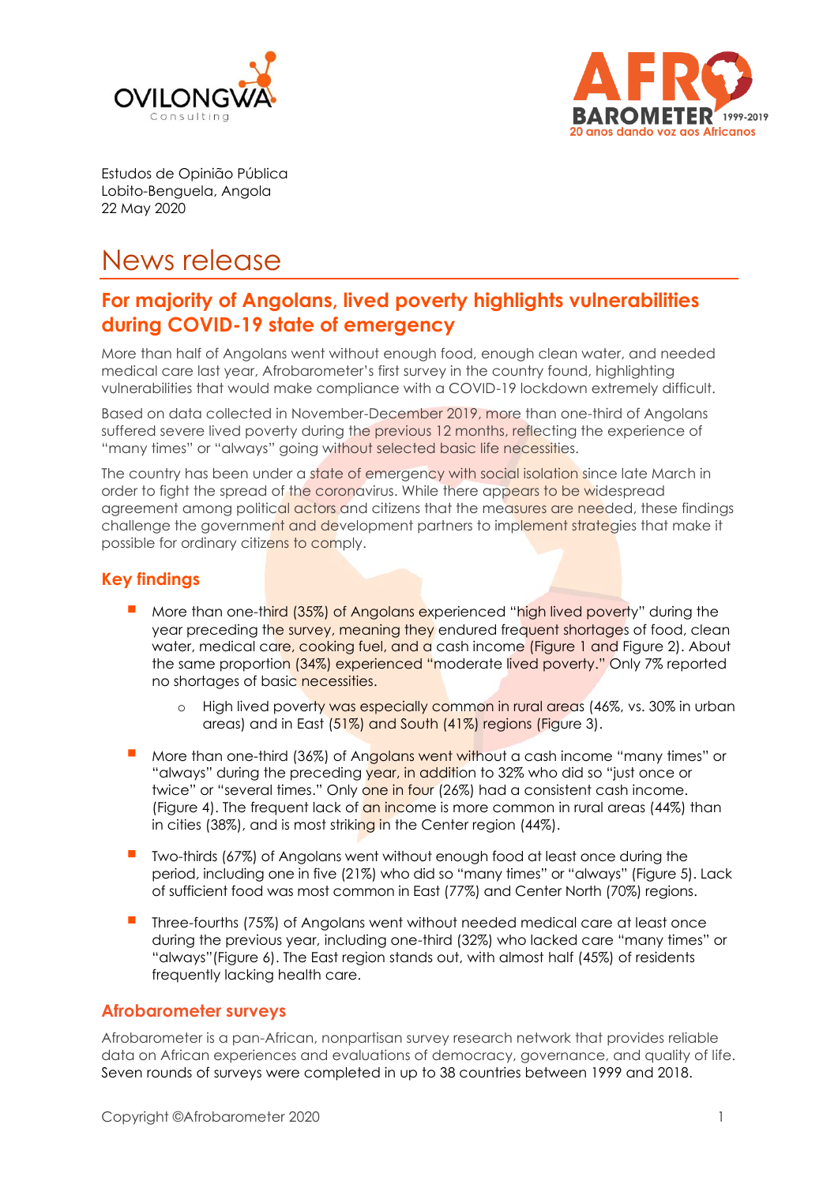Estudos de Opinião Pública
Lobito-Benguela, Angola
22 May 2020

# News release

## For majority of Angolans, lived poverty highlights vulnerabilities during COVID-19 state of emergency

More than half of Angolans went without enough food, enough clean water, and needed medical care last year, Afrobarometer's first survey in the country found, highlighting vulnerabilities that would make compliance with a COVID-19 lockdown extremely difficult.

Based on data collected in November-December 2019, more than one-third of Angolans suffered severe lived poverty during the previous 12 months, reflecting the experience of "many times" or "always" going without selected basic life necessities.

The country has been under a state of emergency with social isolation since late March in order to fight the spread of the coronavirus. While there appears to be widespread agreement among political actors and citizens that the measures are needed, these findings challenge the government and development partners to implement strategies that make it possible for ordinary citizens to comply.

### Key findings

- More than one-third (35%) of Angolans experienced "high lived poverty" during the year preceding the survey, meaning they endured frequent shortages of food, clean water, medical care, cooking fuel, and a cash income (Figure 1 and Figure 2). About the same proportion (34%) experienced "moderate lived poverty." Only 7% reported no shortages of basic necessities.
  - High lived poverty was especially common in rural areas (46%, vs. 30% in urban areas) and in East (51%) and South (41%) regions (Figure 3).
- More than one-third (36%) of Angolans went without a cash income "many times" or "always" during the preceding year, in addition to 32% who did so "just once or twice" or "several times." Only one in four (26%) had a consistent cash income. (Figure 4). The frequent lack of an income is more common in rural areas (44%) than in cities (38%), and is most striking in the Center region (44%).
- Two-thirds (67%) of Angolans went without enough food at least once during the period, including one in five (21%) who did so "many times" or "always" (Figure 5). Lack of sufficient food was most common in East (77%) and Center North (70%) regions.
- Three-fourths (75%) of Angolans went without needed medical care at least once during the previous year, including one-third (32%) who lacked care "many times" or "always"(Figure 6). The East region stands out, with almost half (45%) of residents frequently lacking health care.

### Afrobarometer surveys

Afrobarometer is a pan-African, nonpartisan survey research network that provides reliable data on African experiences and evaluations of democracy, governance, and quality of life. Seven rounds of surveys were completed in up to 38 countries between 1999 and 2018.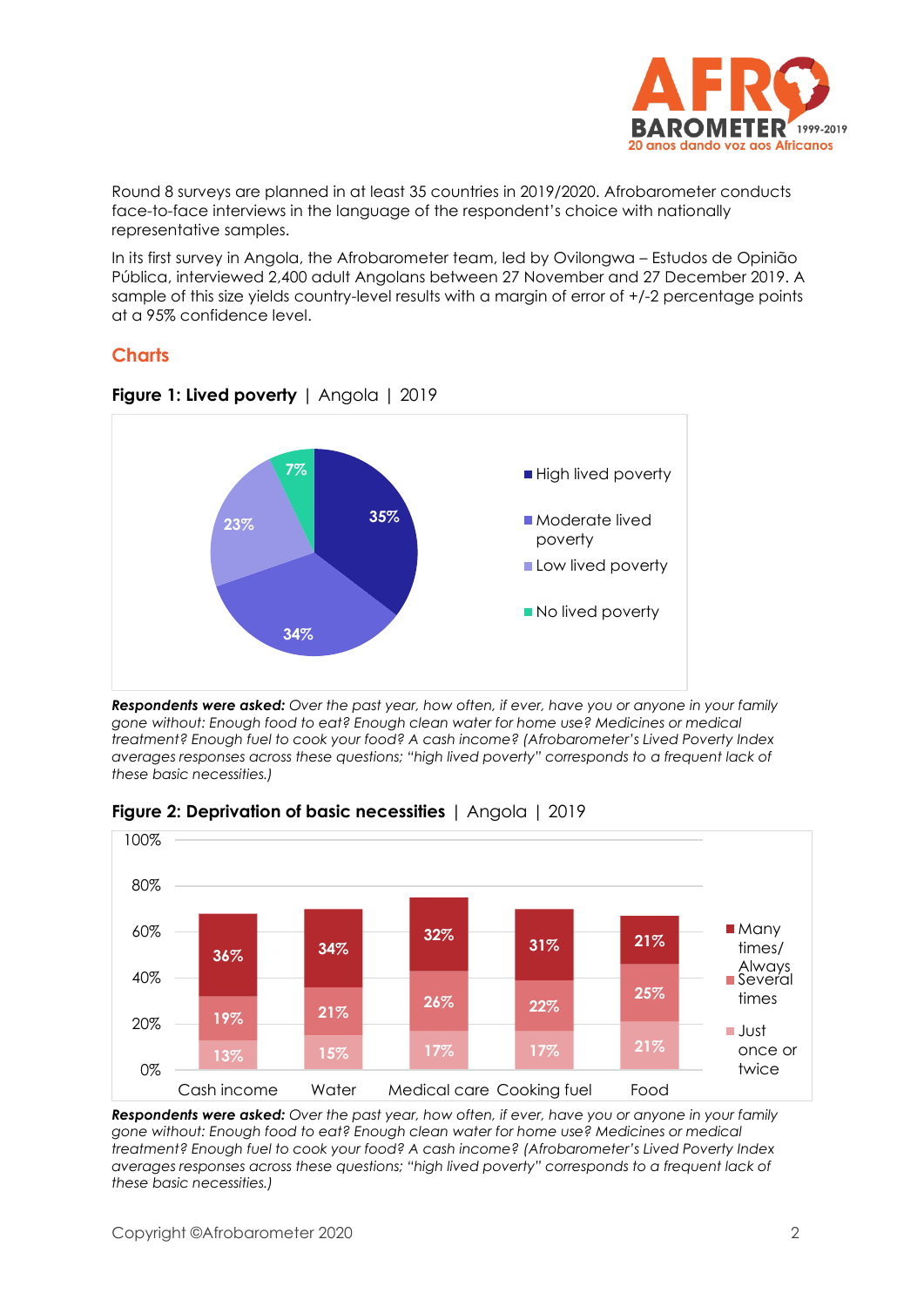Round 8 surveys are planned in at least 35 countries in 2019/2020. Afrobarometer conducts face-to-face interviews in the language of the respondent's choice with nationally representative samples.

In its first survey in Angola, the Afrobarometer team, led by Ovilongwa – Estudos de Opinião Pública, interviewed 2,400 adult Angolans between 27 November and 27 December 2019. A sample of this size yields country-level results with a margin of error of +/-2 percentage points at a 95% confidence level.

## Charts

**Figure 1: Lived poverty** | Angola | 2019

| Category | % |
|---|---|
| High lived poverty | 35% |
| Moderate lived poverty | 34% |
| Low lived poverty | 23% |
| No lived poverty | 7% |

***Respondents were asked:*** *Over the past year, how often, if ever, have you or anyone in your family gone without: Enough food to eat? Enough clean water for home use? Medicines or medical treatment? Enough fuel to cook your food? A cash income? (Afrobarometer's Lived Poverty Index averages responses across these questions; "high lived poverty" corresponds to a frequent lack of these basic necessities.)*

**Figure 2: Deprivation of basic necessities** | Angola | 2019

| | Cash income | Water | Medical care | Cooking fuel | Food |
|---|---|---|---|---|---|
| Many times/Always | 36% | 34% | 32% | 31% | 21% |
| Several times | 19% | 21% | 26% | 22% | 25% |
| Just once or twice | 13% | 15% | 17% | 17% | 21% |

***Respondents were asked:*** *Over the past year, how often, if ever, have you or anyone in your family gone without: Enough food to eat? Enough clean water for home use? Medicines or medical treatment? Enough fuel to cook your food? A cash income? (Afrobarometer's Lived Poverty Index averages responses across these questions; "high lived poverty" corresponds to a frequent lack of these basic necessities.)*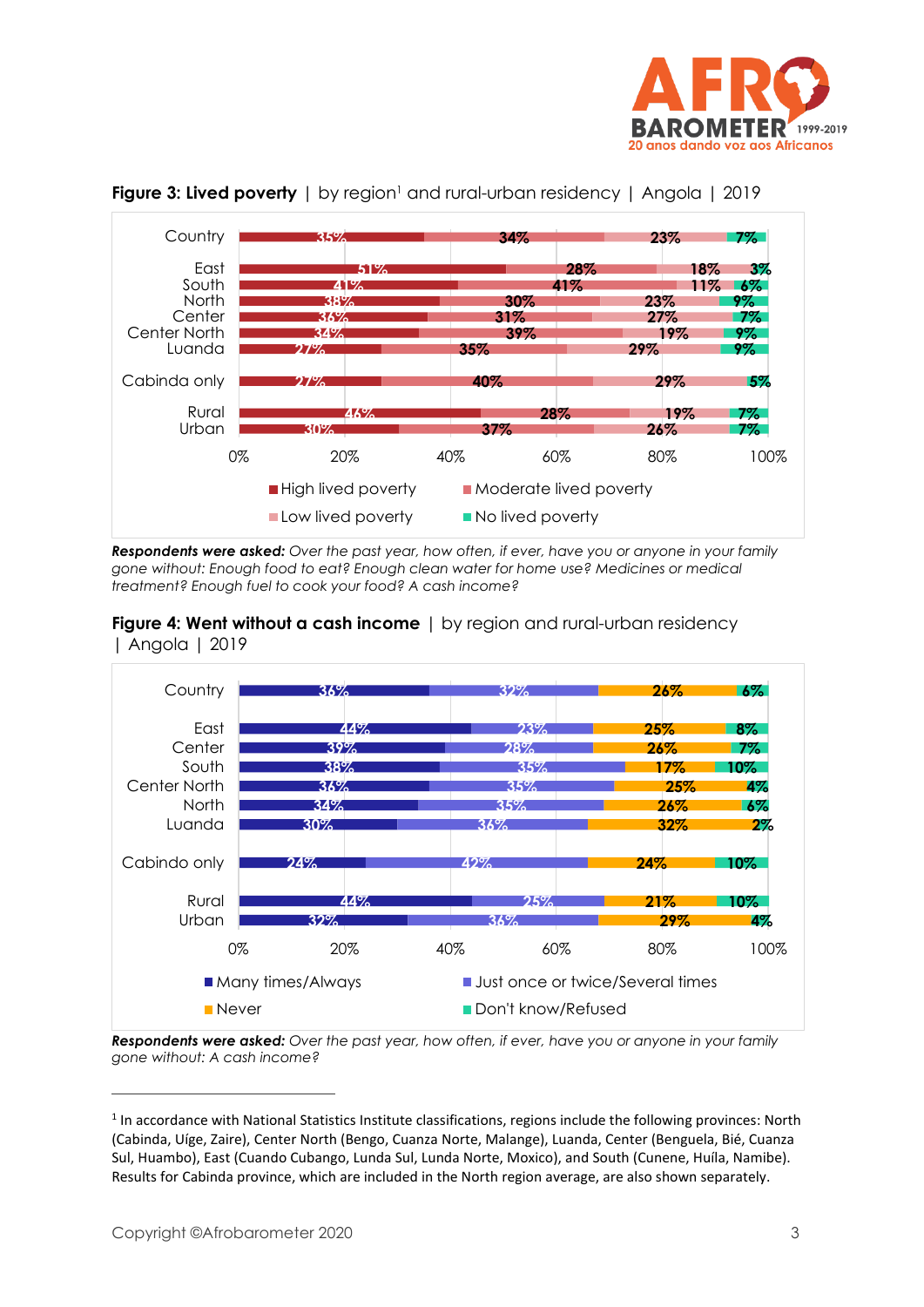**Figure 3: Lived poverty** | by region[1] and rural-urban residency | Angola | 2019

| | High lived poverty | Moderate lived poverty | Low lived poverty | No lived poverty |
|---|---|---|---|---|
| Country | 35% | 34% | 23% | 7% |
| East | 51% | 28% | 18% | 3% |
| South | 41% | 41% | 11% | 6% |
| North | 38% | 30% | 23% | 9% |
| Center | 36% | 31% | 27% | 7% |
| Center North | 34% | 39% | 19% | 9% |
| Luanda | 27% | 35% | 29% | 9% |
| Cabinda only | 27% | 40% | 29% | 5% |
| Rural | 46% | 28% | 19% | 7% |
| Urban | 30% | 37% | 26% | 7% |

***Respondents were asked:*** *Over the past year, how often, if ever, have you or anyone in your family gone without: Enough food to eat? Enough clean water for home use? Medicines or medical treatment? Enough fuel to cook your food? A cash income?*

**Figure 4: Went without a cash income** | by region and rural-urban residency | Angola | 2019

| | Many times/Always | Just once or twice/Several times | Never | Don't know/Refused |
|---|---|---|---|---|
| Country | 36% | 32% | 26% | 6% |
| East | 44% | 23% | 25% | 8% |
| Center | 39% | 28% | 26% | 7% |
| South | 38% | 35% | 17% | 10% |
| Center North | 36% | 35% | 25% | 4% |
| North | 34% | 35% | 26% | 6% |
| Luanda | 30% | 36% | 32% | 2% |
| Cabindo only | 24% | 42% | 24% | 10% |
| Rural | 44% | 25% | 21% | 10% |
| Urban | 32% | 36% | 29% | 4% |

***Respondents were asked:*** *Over the past year, how often, if ever, have you or anyone in your family gone without: A cash income?*

---

[1] In accordance with National Statistics Institute classifications, regions include the following provinces: North (Cabinda, Uíge, Zaire), Center North (Bengo, Cuanza Norte, Malange), Luanda, Center (Benguela, Bié, Cuanza Sul, Huambo), East (Cuando Cubango, Lunda Sul, Lunda Norte, Moxico), and South (Cunene, Huíla, Namibe). Results for Cabinda province, which are included in the North region average, are also shown separately.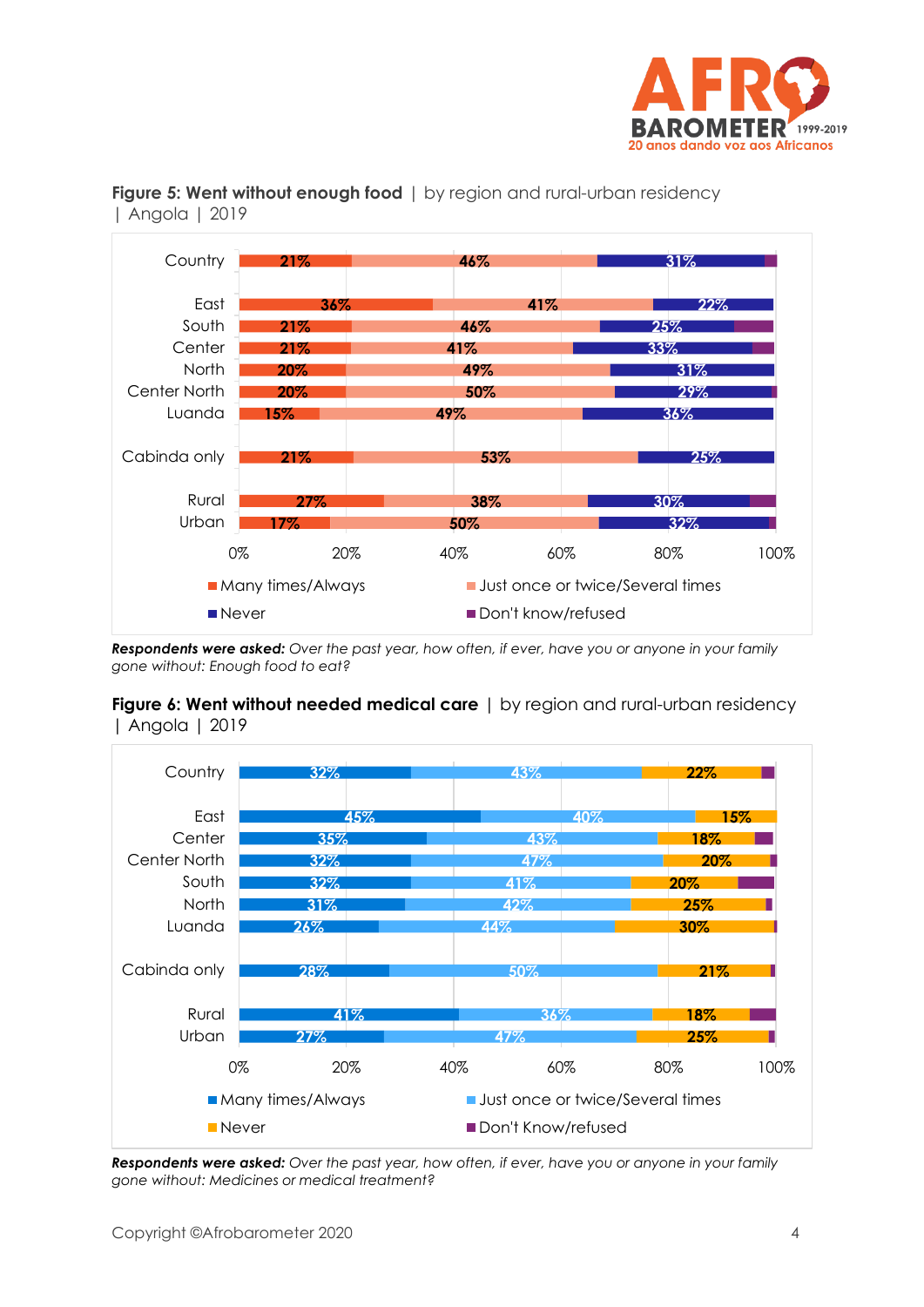**Figure 5: Went without enough food** | by region and rural-urban residency | Angola | 2019

| | Many times/Always | Just once or twice/Several times | Never | Don't know/refused |
|---|---|---|---|---|
| Country | 21% | 46% | 31% | |
| East | 36% | 41% | 22% | |
| South | 21% | 46% | 25% | |
| Center | 21% | 41% | 33% | |
| North | 20% | 49% | 31% | |
| Center North | 20% | 50% | 29% | |
| Luanda | 15% | 49% | 36% | |
| Cabinda only | 21% | 53% | 25% | |
| Rural | 27% | 38% | 30% | |
| Urban | 17% | 50% | 32% | |

***Respondents were asked:*** *Over the past year, how often, if ever, have you or anyone in your family gone without: Enough food to eat?*

**Figure 6: Went without needed medical care** | by region and rural-urban residency | Angola | 2019

| | Many times/Always | Just once or twice/Several times | Never | Don't Know/refused |
|---|---|---|---|---|
| Country | 32% | 43% | 22% | |
| East | 45% | 40% | 15% | |
| Center | 35% | 43% | 18% | |
| Center North | 32% | 47% | 20% | |
| South | 32% | 41% | 20% | |
| North | 31% | 42% | 25% | |
| Luanda | 26% | 44% | 30% | |
| Cabinda only | 28% | 50% | 21% | |
| Rural | 41% | 36% | 18% | |
| Urban | 27% | 47% | 25% | |

***Respondents were asked:*** *Over the past year, how often, if ever, have you or anyone in your family gone without: Medicines or medical treatment?*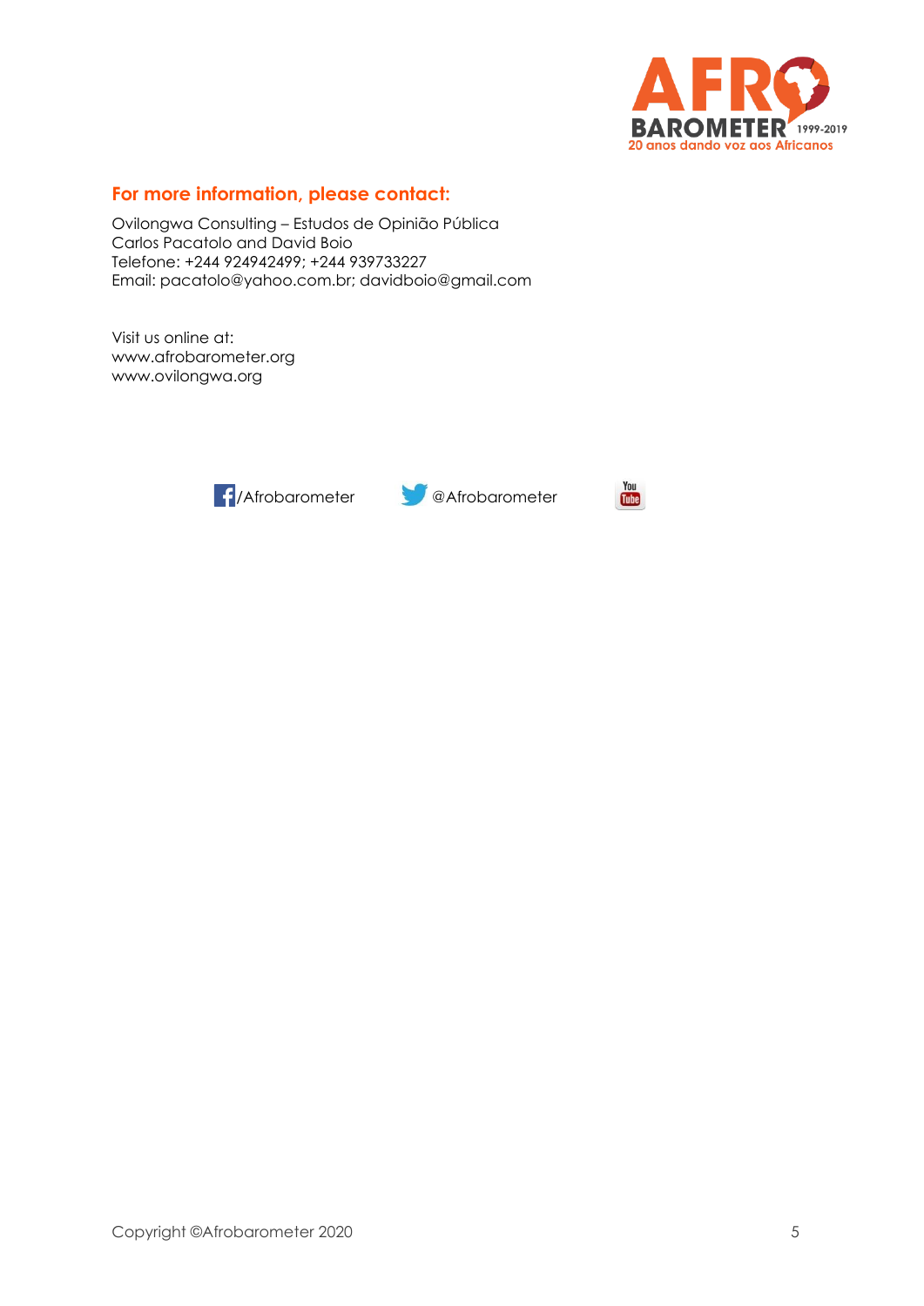AFRO BAROMETER 1999-2019
20 anos dando voz aos Africanos

## For more information, please contact:

Ovilongwa Consulting – Estudos de Opinião Pública
Carlos Pacatolo and David Boio
Telefone: +244 924942499; +244 939733227
Email: pacatolo@yahoo.com.br; davidboio@gmail.com

Visit us online at:
www.afrobarometer.org
www.ovilongwa.org

/Afrobarometer @Afrobarometer

Copyright ©Afrobarometer 2020